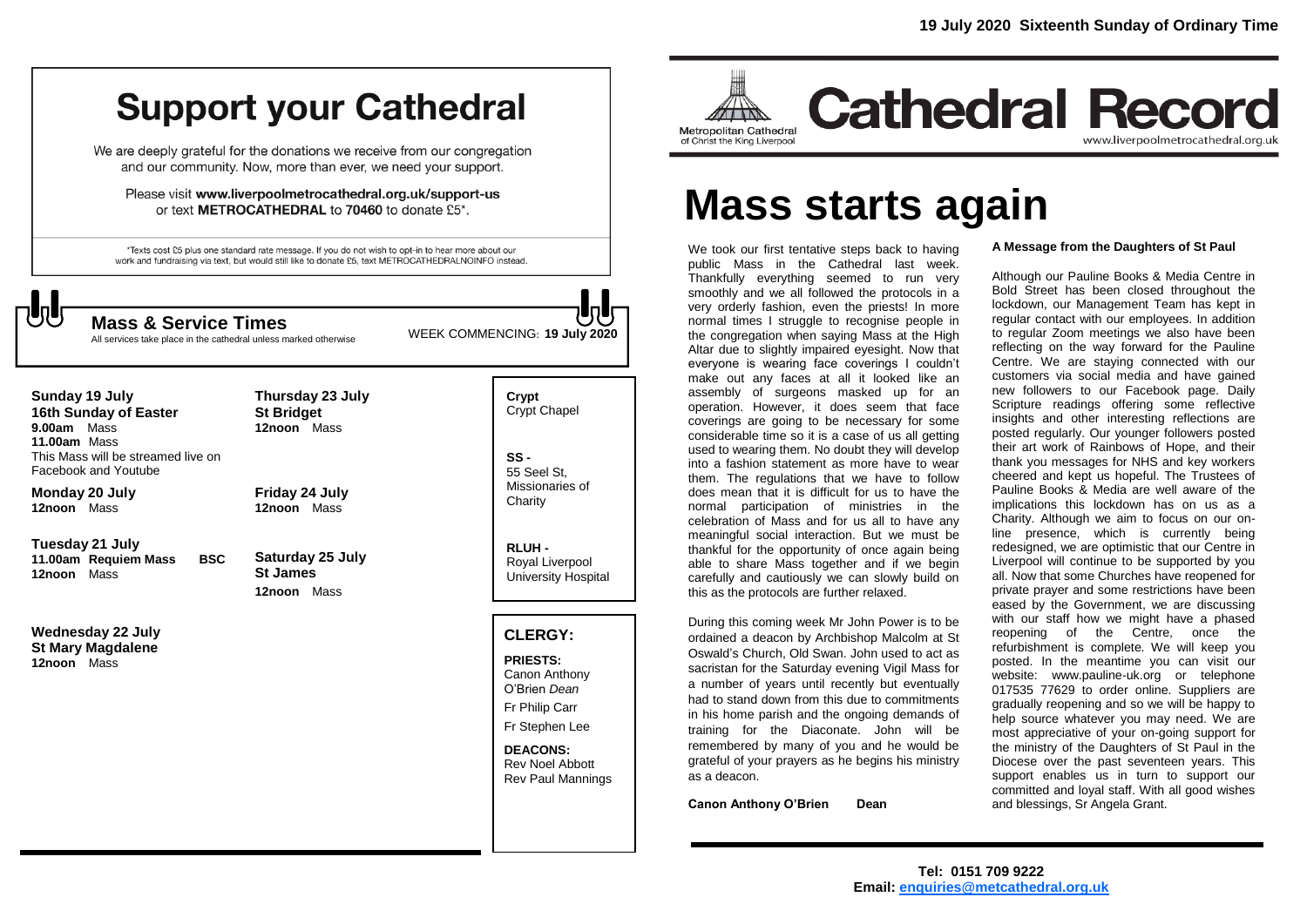# Support your Cathedral

We are deeply grateful for the donations we receive from our congregation and our community. Now, more than ever, we need your support.

Please visit **www.liverpoolmetrocathedral.org.uk/support-us** or text **METROCATHEDRAL** to **70460** to donate £5*.

*Texts cost £5 plus one standard rate message. If you do not wish to opt-in to hear more about our work and fundraising via text, but would still like to donate £5, text METROCATHEDRALNOINFO instead.

## Mass & Service Times

All services take place in the cathedral unless marked otherwise

WEEK COMMENCING: **19 July 2020**

**Sunday 19 July**
**16th Sunday of Easter**
**9.00am** Mass
**11.00am** Mass
This Mass will be streamed live on Facebook and Youtube

**Monday 20 July**
**12noon** Mass

**Tuesday 21 July**
**11.00am Requiem Mass BSC**
**12noon** Mass

**Wednesday 22 July**
**St Mary Magdalene**
**12noon** Mass

**Thursday 23 July**
**St Bridget**
**12noon** Mass

**Friday 24 July**
**12noon** Mass

**Saturday 25 July**
**St James**
**12noon** Mass

**Crypt**
Crypt Chapel

**SS -**
55 Seel St, Missionaries of Charity

**RLUH -**
Royal Liverpool University Hospital

## CLERGY:

**PRIESTS:**
Canon Anthony O'Brien *Dean*
Fr Philip Carr
Fr Stephen Lee

**DEACONS:**
Rev Noel Abbott
Rev Paul Mannings

**19 July 2020 Sixteenth Sunday of Ordinary Time**

Metropolitan Cathedral of Christ the King Liverpool

# Cathedral Record

www.liverpoolmetrocathedral.org.uk

# Mass starts again

We took our first tentative steps back to having public Mass in the Cathedral last week. Thankfully everything seemed to run very smoothly and we all followed the protocols in a very orderly fashion, even the priests! In more normal times I struggle to recognise people in the congregation when saying Mass at the High Altar due to slightly impaired eyesight. Now that everyone is wearing face coverings I couldn't make out any faces at all it looked like an assembly of surgeons masked up for an operation. However, it does seem that face coverings are going to be necessary for some considerable time so it is a case of us all getting used to wearing them. No doubt they will develop into a fashion statement as more have to wear them. The regulations that we have to follow does mean that it is difficult for us to have the normal participation of ministries in the celebration of Mass and for us all to have any meaningful social interaction. But we must be thankful for the opportunity of once again being able to share Mass together and if we begin carefully and cautiously we can slowly build on this as the protocols are further relaxed.

During this coming week Mr John Power is to be ordained a deacon by Archbishop Malcolm at St Oswald's Church, Old Swan. John used to act as sacristan for the Saturday evening Vigil Mass for a number of years until recently but eventually had to stand down from this due to commitments in his home parish and the ongoing demands of training for the Diaconate. John will be remembered by many of you and he would be grateful of your prayers as he begins his ministry as a deacon.

**Canon Anthony O'Brien Dean**

**A Message from the Daughters of St Paul**

Although our Pauline Books & Media Centre in Bold Street has been closed throughout the lockdown, our Management Team has kept in regular contact with our employees. In addition to regular Zoom meetings we also have been reflecting on the way forward for the Pauline Centre. We are staying connected with our customers via social media and have gained new followers to our Facebook page. Daily Scripture readings offering some reflective insights and other interesting reflections are posted regularly. Our younger followers posted their art work of Rainbows of Hope, and their thank you messages for NHS and key workers cheered and kept us hopeful. The Trustees of Pauline Books & Media are well aware of the implications this lockdown has on us as a Charity. Although we aim to focus on our on-line presence, which is currently being redesigned, we are optimistic that our Centre in Liverpool will continue to be supported by you all. Now that some Churches have reopened for private prayer and some restrictions have been eased by the Government, we are discussing with our staff how we might have a phased reopening of the Centre, once the refurbishment is complete. We will keep you posted. In the meantime you can visit our website: www.pauline-uk.org or telephone 017535 77629 to order online. Suppliers are gradually reopening and so we will be happy to help source whatever you may need. We are most appreciative of your on-going support for the ministry of the Daughters of St Paul in the Diocese over the past seventeen years. This support enables us in turn to support our committed and loyal staff. With all good wishes and blessings, Sr Angela Grant.

**Tel: 0151 709 9222**
**Email: enquiries@metcathedral.org.uk**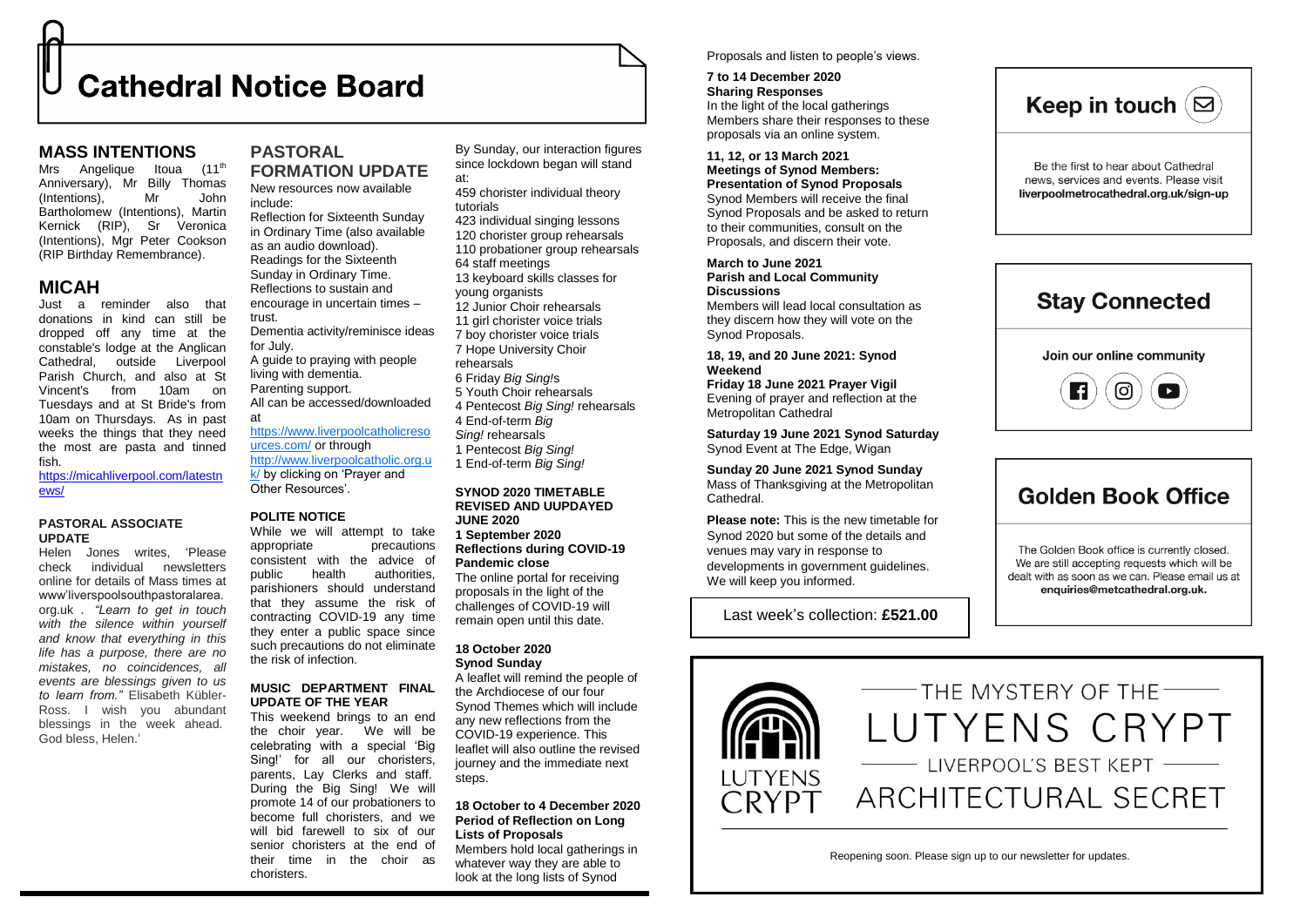# Cathedral Notice Board

## MASS INTENTIONS

Mrs Angelique Itoua (11th Anniversary), Mr Billy Thomas (Intentions), Mr John Bartholomew (Intentions), Martin Kernick (RIP), Sr Veronica (Intentions), Mgr Peter Cookson (RIP Birthday Remembrance).

## MICAH

Just a reminder also that donations in kind can still be dropped off any time at the constable's lodge at the Anglican Cathedral, outside Liverpool Parish Church, and also at St Vincent's from 10am on Tuesdays and at St Bride's from 10am on Thursdays. As in past weeks the things that they need the most are pasta and tinned fish.

https://micahliverpool.com/latestnews/

### PASTORAL ASSOCIATE UPDATE

Helen Jones writes, 'Please check individual newsletters online for details of Mass times at www'liverspoolsouthpastoralarea.org.uk . *"Learn to get in touch with the silence within yourself and know that everything in this life has a purpose, there are no mistakes, no coincidences, all events are blessings given to us to learn from."* Elisabeth Kübler-Ross. I wish you abundant blessings in the week ahead. God bless, Helen.'

## PASTORAL FORMATION UPDATE

New resources now available include:

Reflection for Sixteenth Sunday in Ordinary Time (also available as an audio download).

Readings for the Sixteenth Sunday in Ordinary Time.

Reflections to sustain and encourage in uncertain times – trust.

Dementia activity/reminisce ideas for July.

A guide to praying with people living with dementia.

Parenting support.

All can be accessed/downloaded at https://www.liverpoolcatholicresources.com/ or through http://www.liverpoolcatholic.org.uk/ by clicking on 'Prayer and Other Resources'.

### POLITE NOTICE

While we will attempt to take appropriate precautions consistent with the advice of public health authorities, parishioners should understand that they assume the risk of contracting COVID-19 any time they enter a public space since such precautions do not eliminate the risk of infection.

### MUSIC DEPARTMENT FINAL UPDATE OF THE YEAR

This weekend brings to an end the choir year. We will be celebrating with a special 'Big Sing!' for all our choristers, parents, Lay Clerks and staff. During the Big Sing! We will promote 14 of our probationers to become full choristers, and we will bid farewell to six of our senior choristers at the end of their time in the choir as choristers.

By Sunday, our interaction figures since lockdown began will stand at:

459 chorister individual theory tutorials
423 individual singing lessons
120 chorister group rehearsals
110 probationer group rehearsals
64 staff meetings
13 keyboard skills classes for young organists
12 Junior Choir rehearsals
11 girl chorister voice trials
7 boy chorister voice trials
7 Hope University Choir rehearsals
6 Friday *Big Sing!*s
5 Youth Choir rehearsals
4 Pentecost *Big Sing!* rehearsals
4 End-of-term *Big Sing!* rehearsals
1 Pentecost *Big Sing!*
1 End-of-term *Big Sing!*

### SYNOD 2020 TIMETABLE REVISED AND UUPDAYED JUNE 2020

**1 September 2020**
**Reflections during COVID-19 Pandemic close**
The online portal for receiving proposals in the light of the challenges of COVID-19 will remain open until this date.

**18 October 2020**
**Synod Sunday**
A leaflet will remind the people of the Archdiocese of our four Synod Themes which will include any new reflections from the COVID-19 experience. This leaflet will also outline the revised journey and the immediate next steps.

**18 October to 4 December 2020**
**Period of Reflection on Long Lists of Proposals**
Members hold local gatherings in whatever way they are able to look at the long lists of Synod Proposals and listen to people's views.

**7 to 14 December 2020**
**Sharing Responses**
In the light of the local gatherings Members share their responses to these proposals via an online system.

**11, 12, or 13 March 2021**
**Meetings of Synod Members: Presentation of Synod Proposals**
Synod Members will receive the final Synod Proposals and be asked to return to their communities, consult on the Proposals, and discern their vote.

**March to June 2021**
**Parish and Local Community Discussions**
Members will lead local consultation as they discern how they will vote on the Synod Proposals.

**18, 19, and 20 June 2021: Synod Weekend**
**Friday 18 June 2021 Prayer Vigil**
Evening of prayer and reflection at the Metropolitan Cathedral

**Saturday 19 June 2021 Synod Saturday**
Synod Event at The Edge, Wigan

**Sunday 20 June 2021 Synod Sunday**
Mass of Thanksgiving at the Metropolitan Cathedral.

**Please note:** This is the new timetable for Synod 2020 but some of the details and venues may vary in response to developments in government guidelines. We will keep you informed.

Last week's collection: **£521.00**

## Keep in touch

Be the first to hear about Cathedral news, services and events. Please visit **liverpoolmetrocathedral.org.uk/sign-up**

## Stay Connected

Join our online community

## Golden Book Office

The Golden Book office is currently closed. We are still accepting requests which will be dealt with as soon as we can. Please email us at **enquiries@metcathedral.org.uk.**

LUTYENS CRYPT

THE MYSTERY OF THE LUTYENS CRYPT
LIVERPOOL'S BEST KEPT ARCHITECTURAL SECRET

Reopening soon. Please sign up to our newsletter for updates.